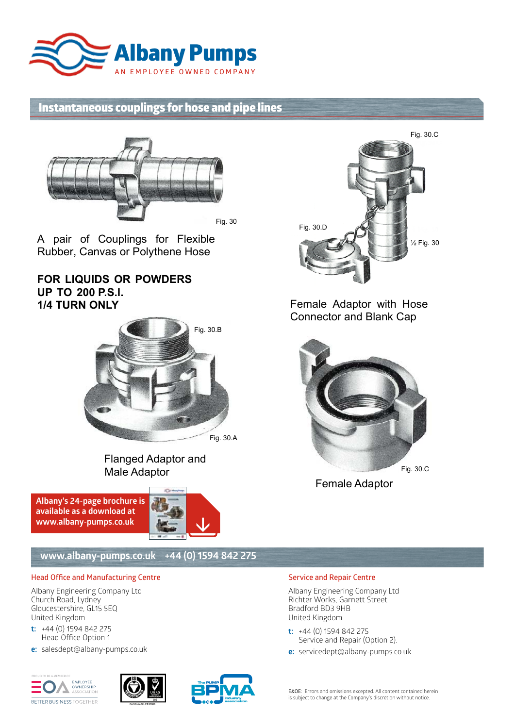Albany Pumps

AN EMPLOYEE OWNED COMPANY

## Instantaneous couplings for hose and pipe lines

Fig. 30

A pair of Couplings for Flexible Rubber, Canvas or Polythene Hose

**FOR LIQUIDS OR POWDERS**
**UP TO 200 P.S.I.**
**1/4 TURN ONLY**

Fig. 30.C

Fig. 30.D

½ Fig. 30

Female Adaptor with Hose Connector and Blank Cap

Fig. 30.B

Fig. 30.A

Flanged Adaptor and Male Adaptor

Fig. 30.C

Female Adaptor

**Albany's 24-page brochure is available as a download at www.albany-pumps.co.uk**

**www.albany-pumps.co.uk +44 (0) 1594 842 275**

### Head Office and Manufacturing Centre

Albany Engineering Company Ltd
Church Road, Lydney
Gloucestershire, GL15 5EQ
United Kingdom

**t:** +44 (0) 1594 842 275
Head Office Option 1

**e:** salesdept@albany-pumps.co.uk

### Service and Repair Centre

Albany Engineering Company Ltd
Richter Works, Garnett Street
Bradford BD3 9HB
United Kingdom

**t:** +44 (0) 1594 842 275
Service and Repair (Option 2).

**e:** servicedept@albany-pumps.co.uk

PROUD TO BE A MEMBER OF EOA EMPLOYEE OWNERSHIP ASSOCIATION BETTER BUSINESS TOGETHER

Certificate No. FM 20866

The PUMP BPMA industry association

E&OE: Errors and omissions excepted. All content contained herein is subject to change at the Company's discretion without notice.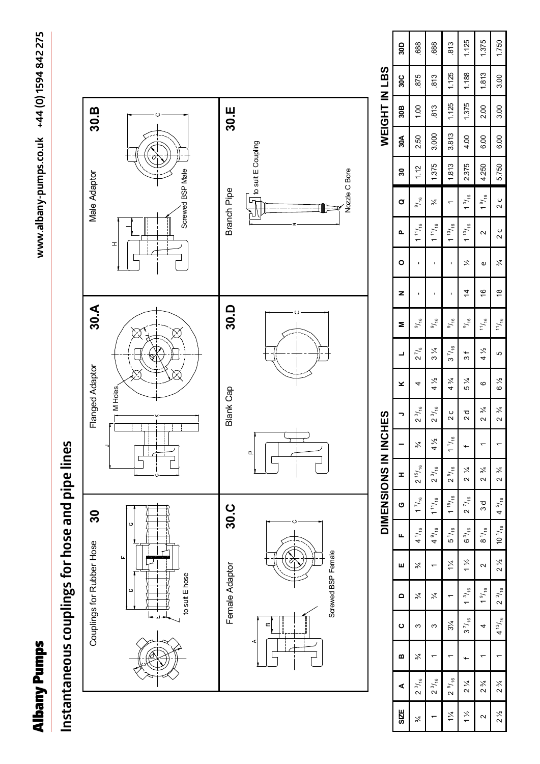# Instantaneous couplings for hose and pipe lines

**Couplings for Rubber Hose** **30**

to suit E hose

**Female Adaptor** **30.C**

Screwed BSP Female

**Flanged Adaptor** **30.A**

M Holes

**Blank Cap** **30.D**

**Male Adaptor** **30.B**

Screwed BSP Male

**Branch Pipe** **30.E**

to suit E Coupling

Nozzle C Bore

| | DIMENSIONS IN INCHES | | | | | | | | | | | | | | | | | WEIGHT IN LBS | | | | |
|---|---|---|---|---|---|---|---|---|---|---|---|---|---|---|---|---|---|---|---|---|---|---|
| **SIZE** | **A** | **B** | **C** | **D** | **E** | **F** | **G** | **H** | **I** | **J** | **K** | **L** | **M** | **N** | **O** | **P** | **Q** | **30** | **30A** | **30B** | **30C** | **30D** |
| ¾ | 2 3/16 | ¾ | 3 | ¾ | ¾ | 4 1/16 | 1 7/16 | 2 15/16 | ¾ | 2 3/16 | 4 | 2 7/8 | 9/16 | - | - | 1 11/16 | 9/16 | 1.12 | 2.50 | 1.00 | .875 | .688 |
| 1 | 2 3/16 | 1 | 3 | ¾ | 1 | 4 9/16 | 1 11/16 | 2 3/16 | 4 ½ | 2 3/16 | 4 ½ | 3 ¼ | 9/16 | - | - | 1 11/16 | ¾ | 1.375 | 3.000 | .813 | .813 | .688 |
| 1¼ | 2 5/16 | 1 | 3¼ | 1 | 1¼ | 5 1/16 | 1 15/16 | 2 5/16 | 1 1/16 | 2 c | 4 ¾ | 3 7/16 | 9/16 | - | - | 1 13/16 | 1 | 1.813 | 3.813 | 1.125 | 1.125 | .813 |
| 1 ½ | 2 ¼ | f | 3 7/16 | 1 3/16 | 1 ½ | 6 3/16 | 2 7/16 | 2 ¼ | f | 2 d | 5 ¼ | 3 f | 9/16 | 14 | ½ | 1 13/16 | 1 3/16 | 2.375 | 4.00 | 1.375 | 1.188 | 1.125 |
| 2 | 2 ¾ | 1 | 4 | 1 9/16 | 2 | 8 1/16 | 3 d | 2 ¾ | 1 | 2 ¾ | 6 | 4 ½ | 11/16 | 16 | e | 2 | 1 9/16 | 4.250 | 6.00 | 2.00 | 1.813 | 1.375 |
| 2 ½ | 2 ¾ | 1 | 4 13/16 | 2 3/16 | 2 ½ | 10 1/16 | 4 5/16 | 2 ¾ | 1 | 2 ¾ | 6 ½ | 5 | 11/16 | 18 | ¾ | 2 c | 2 c | 5.750 | 6.00 | 3.00 | 3.00 | 1.750 |